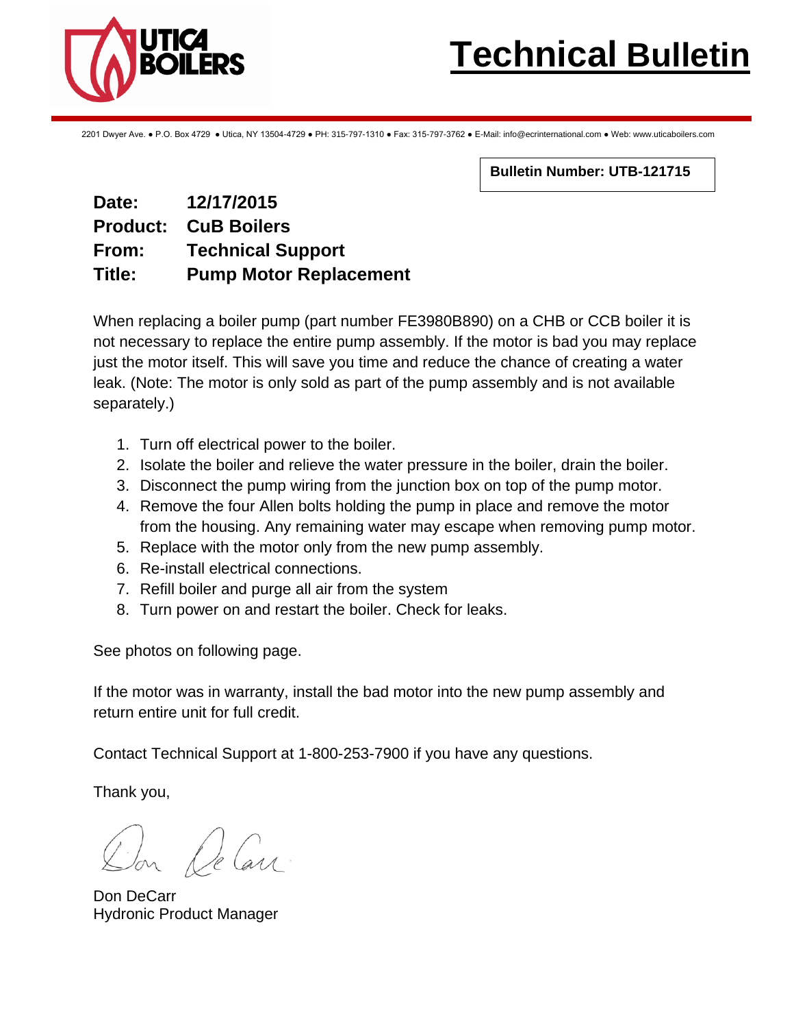# Technical Bulletin

UTICA BOILERS

2201 Dwyer Ave. ● P.O. Box 4729 ● Utica, NY 13504-4729 ● PH: 315-797-1310 ● Fax: 315-797-3762 ● E-Mail: info@ecrinternational.com ● Web: www.uticaboilers.com

**Bulletin Number: UTB-121715**

**Date:** **12/17/2015**
**Product:** **CuB Boilers**
**From:** **Technical Support**
**Title:** **Pump Motor Replacement**

When replacing a boiler pump (part number FE3980B890) on a CHB or CCB boiler it is not necessary to replace the entire pump assembly. If the motor is bad you may replace just the motor itself. This will save you time and reduce the chance of creating a water leak. (Note: The motor is only sold as part of the pump assembly and is not available separately.)

1. Turn off electrical power to the boiler.
2. Isolate the boiler and relieve the water pressure in the boiler, drain the boiler.
3. Disconnect the pump wiring from the junction box on top of the pump motor.
4. Remove the four Allen bolts holding the pump in place and remove the motor from the housing. Any remaining water may escape when removing pump motor.
5. Replace with the motor only from the new pump assembly.
6. Re-install electrical connections.
7. Refill boiler and purge all air from the system
8. Turn power on and restart the boiler. Check for leaks.

See photos on following page.

If the motor was in warranty, install the bad motor into the new pump assembly and return entire unit for full credit.

Contact Technical Support at 1-800-253-7900 if you have any questions.

Thank you,

Don DeCarr
Hydronic Product Manager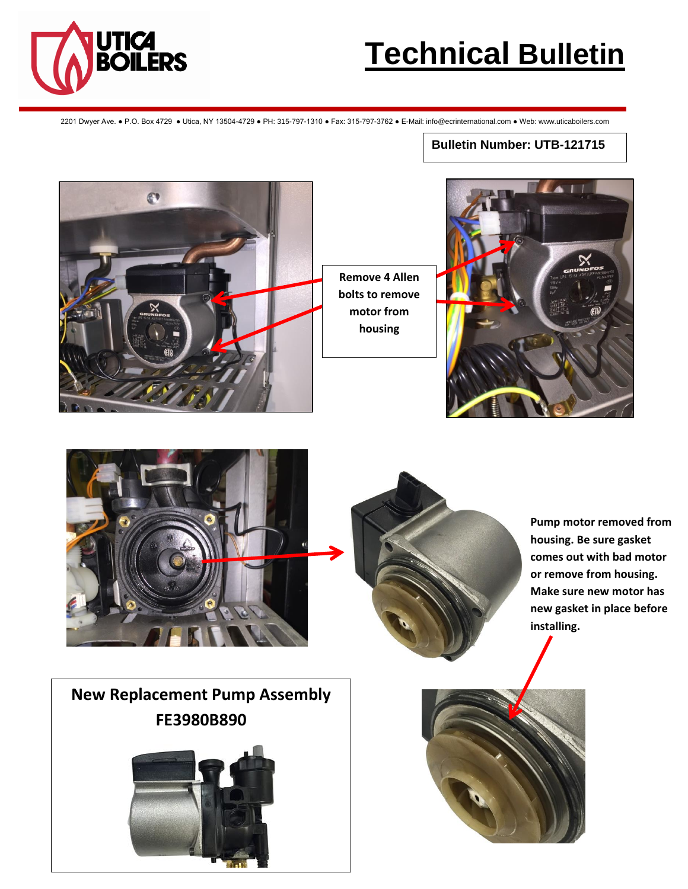# Technical Bulletin

2201 Dwyer Ave. ● P.O. Box 4729 ● Utica, NY 13504-4729 ● PH: 315-797-1310 ● Fax: 315-797-3762 ● E-Mail: info@ecrinternational.com ● Web: www.uticaboilers.com

**Bulletin Number: UTB-121715**

**Remove 4 Allen bolts to remove motor from housing**

**Pump motor removed from housing. Be sure gasket comes out with bad motor or remove from housing. Make sure new motor has new gasket in place before installing.**

**New Replacement Pump Assembly FE3980B890**